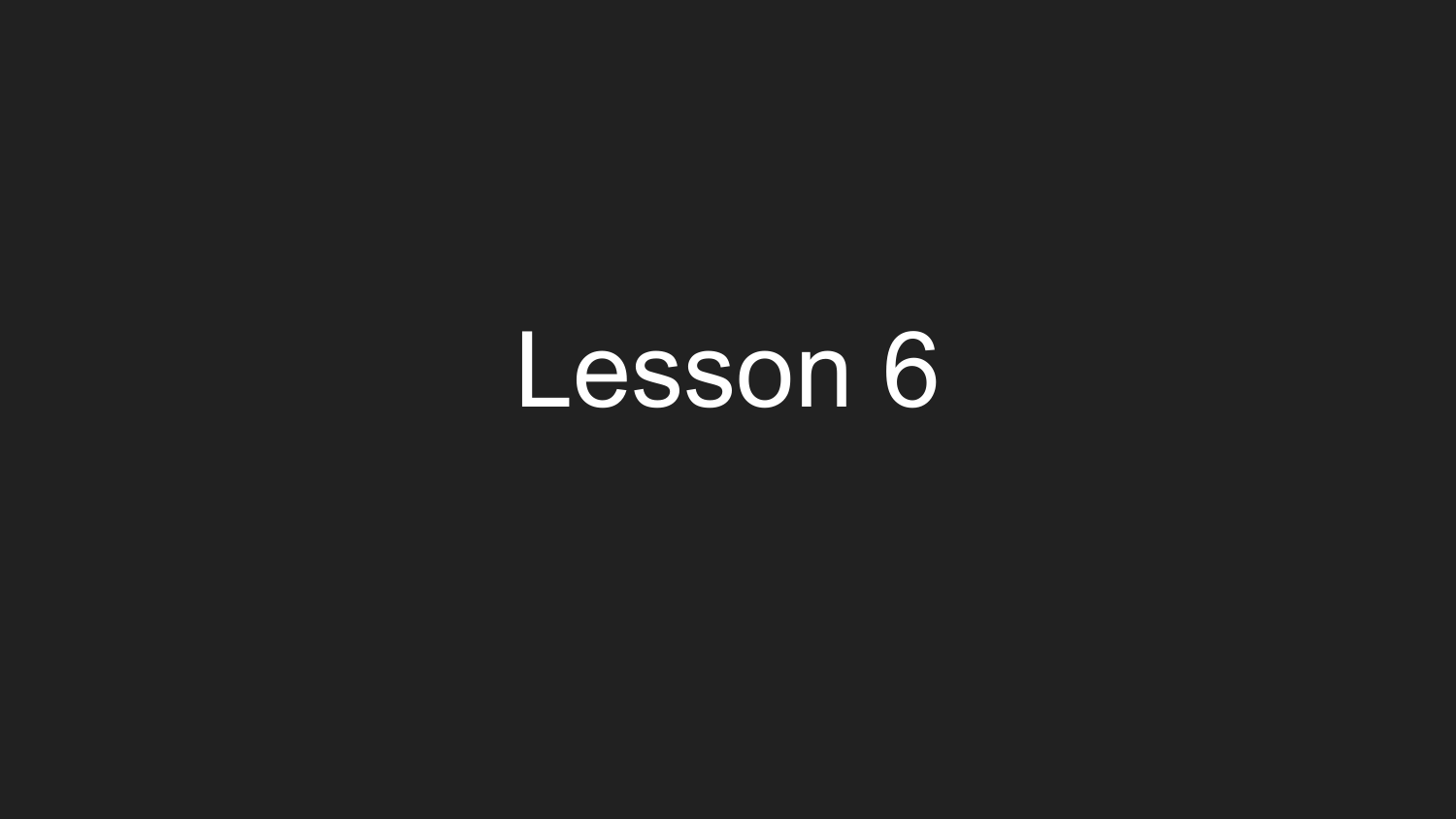# Lesson 6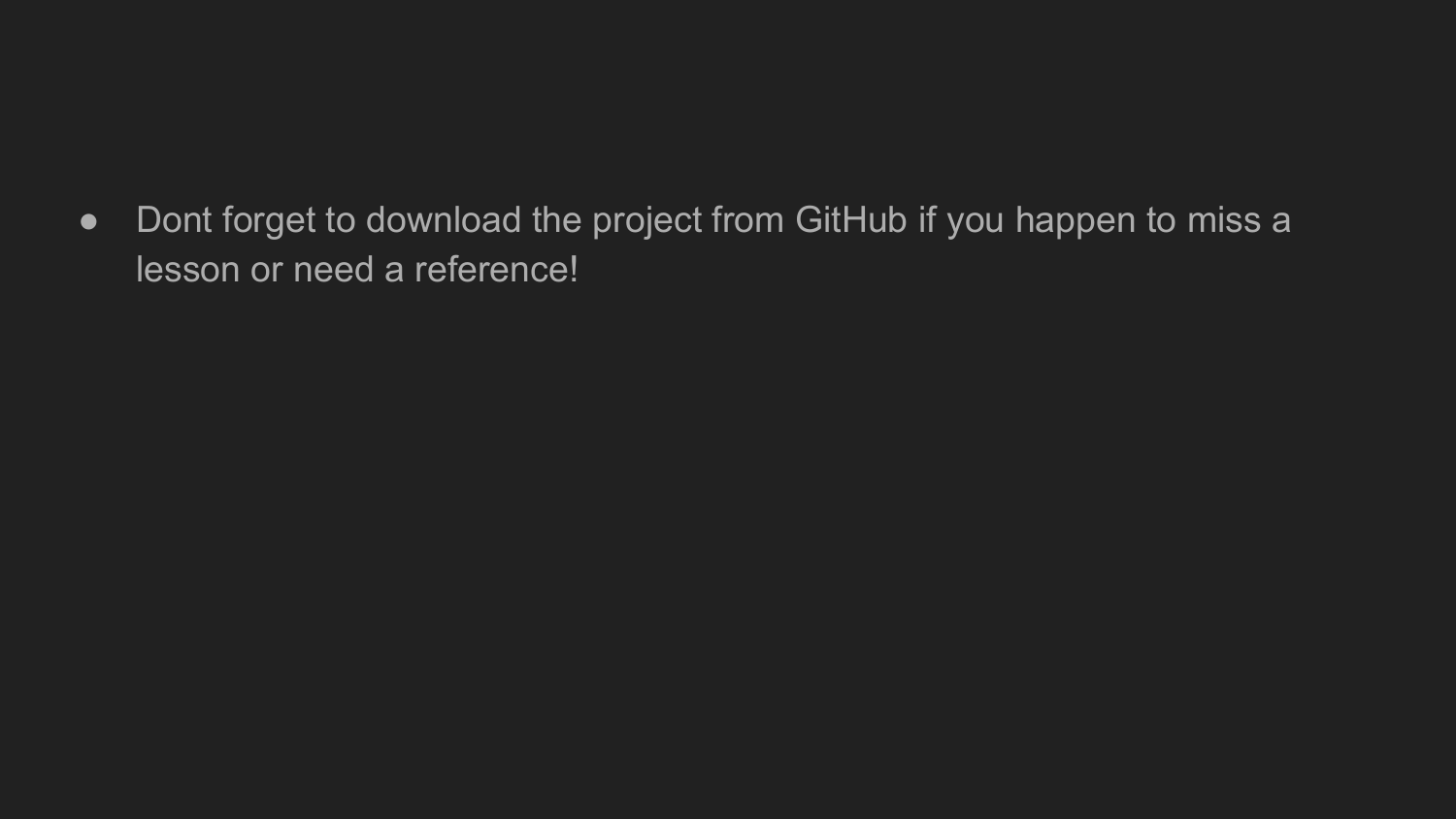- Dont forget to download the project from GitHub if you happen to miss a lesson or need a reference!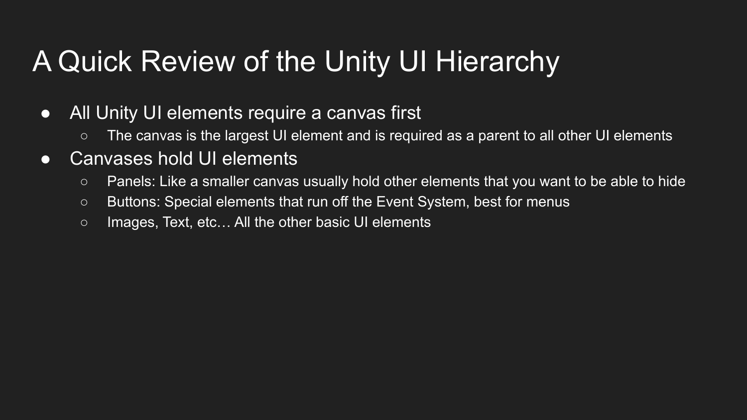# A Quick Review of the Unity UI Hierarchy

- All Unity UI elements require a canvas first
  - The canvas is the largest UI element and is required as a parent to all other UI elements
- Canvases hold UI elements
  - Panels: Like a smaller canvas usually hold other elements that you want to be able to hide
  - Buttons: Special elements that run off the Event System, best for menus
  - Images, Text, etc… All the other basic UI elements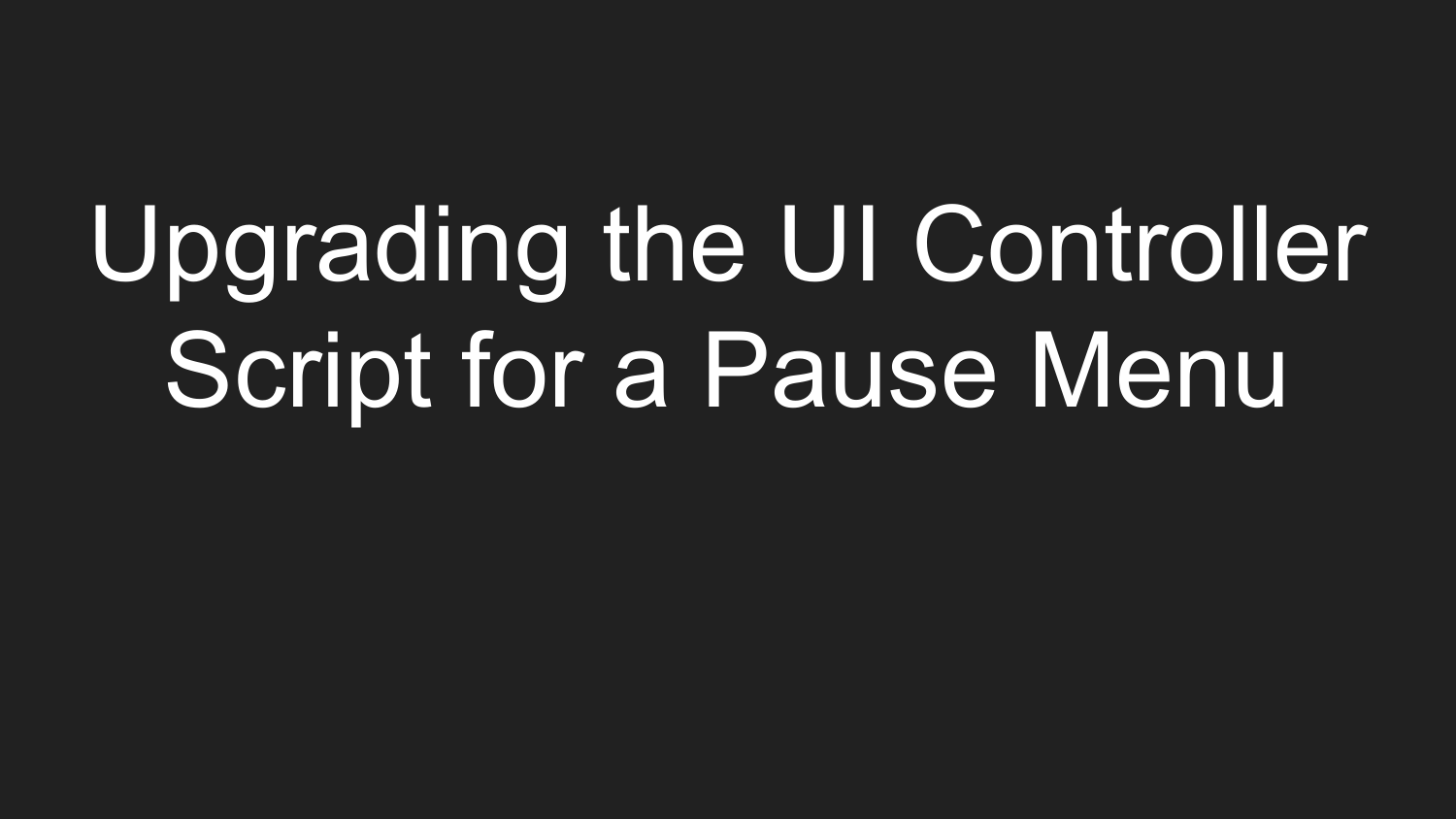# Upgrading the UI Controller Script for a Pause Menu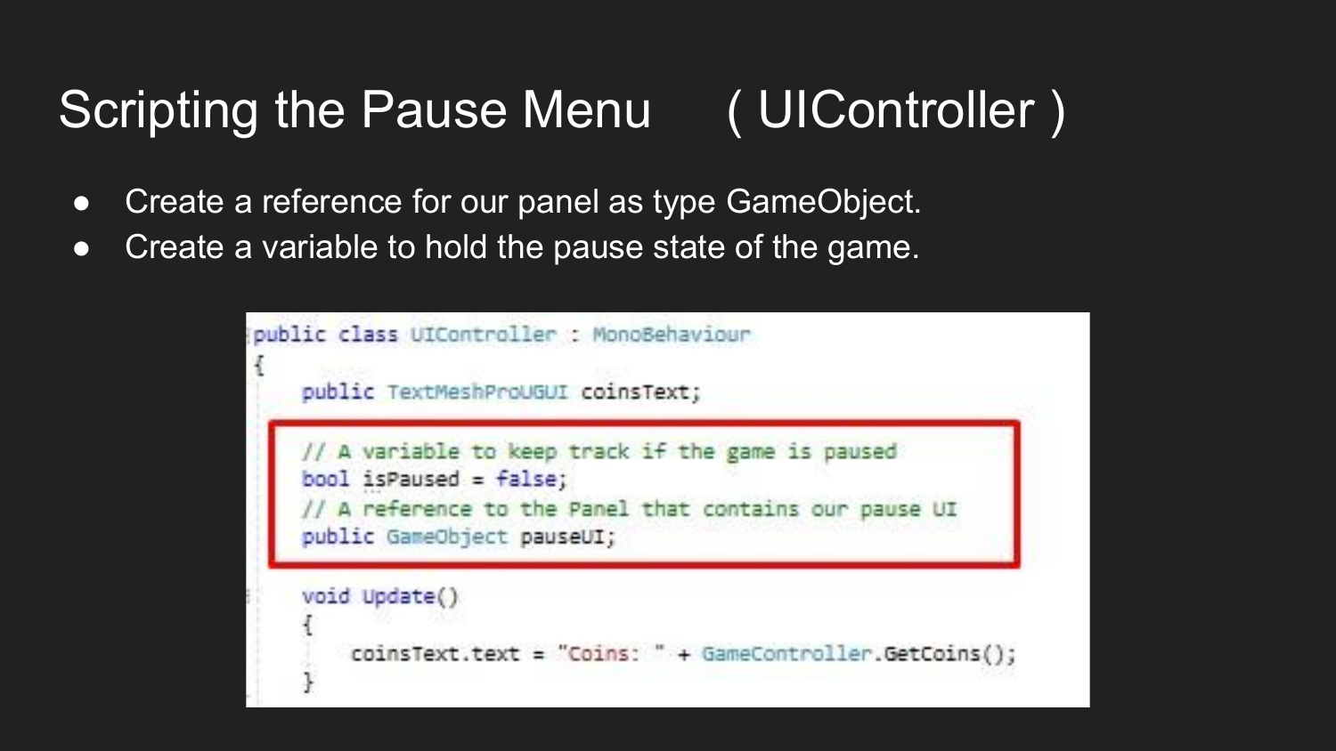# Scripting the Pause Menu ( UIController )

- Create a reference for our panel as type GameObject.
- Create a variable to hold the pause state of the game.

```
public class UIController : MonoBehaviour
{
    public TextMeshProUGUI coinsText;

    // A variable to keep track if the game is paused
    bool isPaused = false;
    // A reference to the Panel that contains our pause UI
    public GameObject pauseUI;

    void Update()
    {
        coinsText.text = "Coins: " + GameController.GetCoins();
    }
```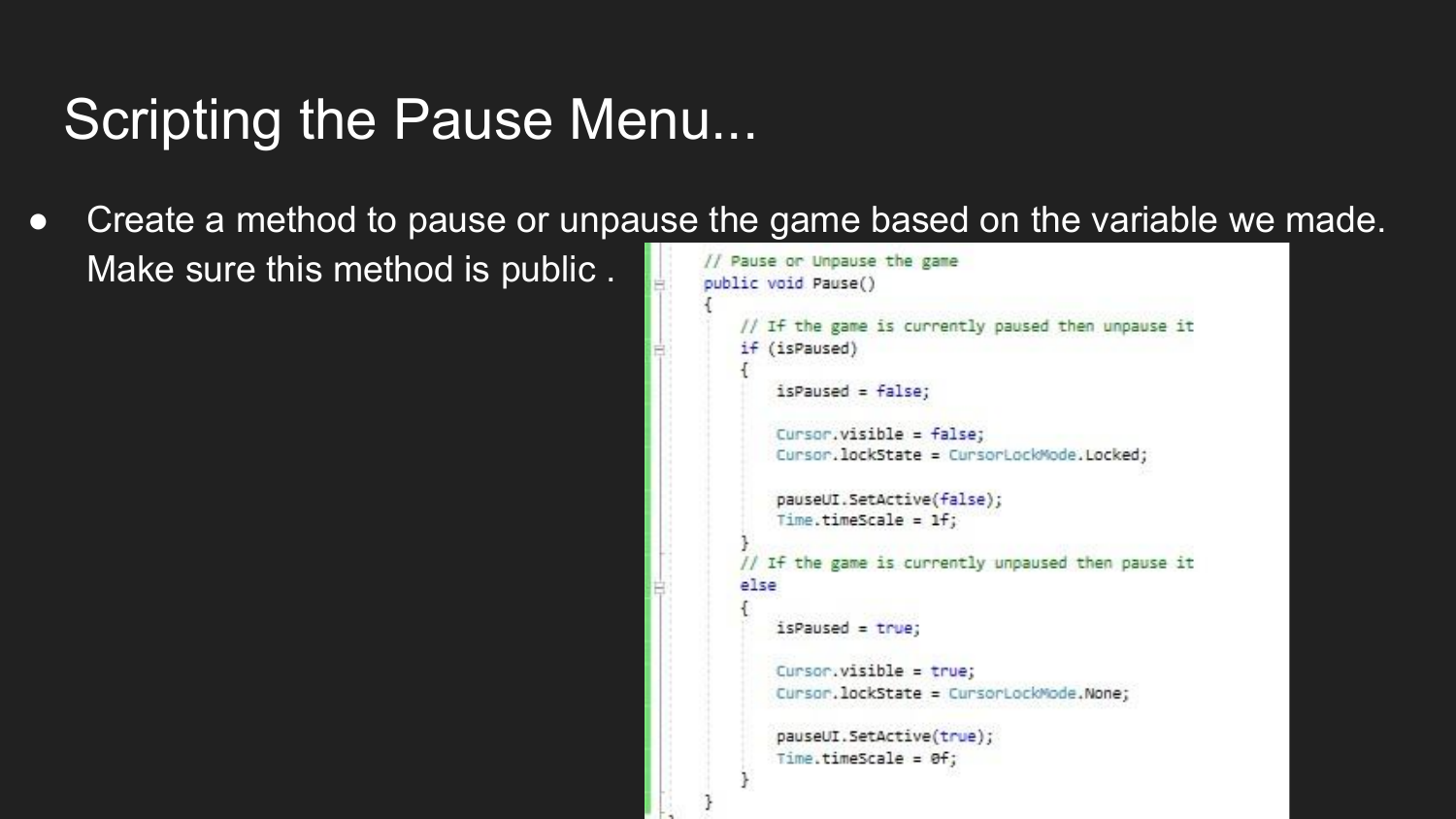# Scripting the Pause Menu...

- Create a method to pause or unpause the game based on the variable we made. Make sure this method is public .

```
// Pause or Unpause the game
public void Pause()
{
    // If the game is currently paused then unpause it
    if (isPaused)
    {
        isPaused = false;

        Cursor.visible = false;
        Cursor.lockState = CursorLockMode.Locked;

        pauseUI.SetActive(false);
        Time.timeScale = 1f;
    }
    // If the game is currently unpaused then pause it
    else
    {
        isPaused = true;

        Cursor.visible = true;
        Cursor.lockState = CursorLockMode.None;

        pauseUI.SetActive(true);
        Time.timeScale = 0f;
    }
}
```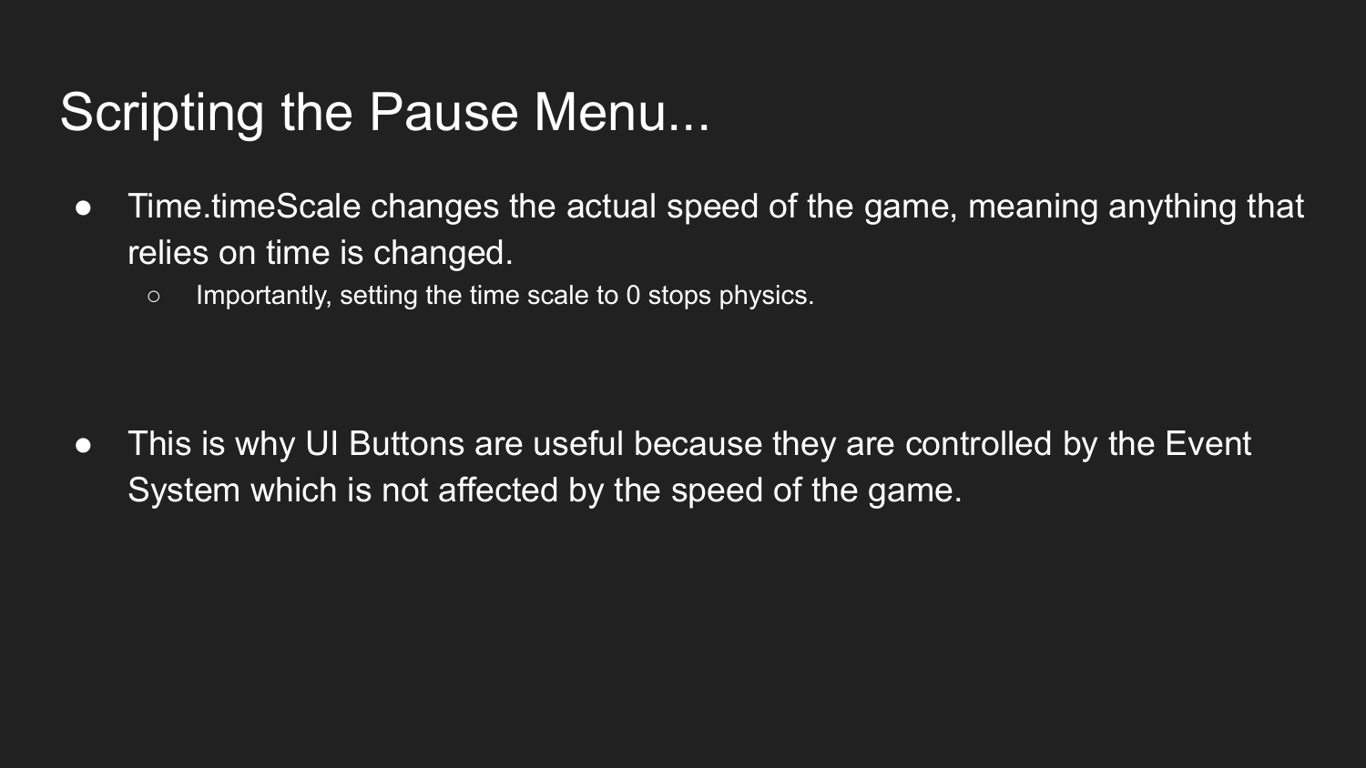# Scripting the Pause Menu...

- Time.timeScale changes the actual speed of the game, meaning anything that relies on time is changed.
  - Importantly, setting the time scale to 0 stops physics.

- This is why UI Buttons are useful because they are controlled by the Event System which is not affected by the speed of the game.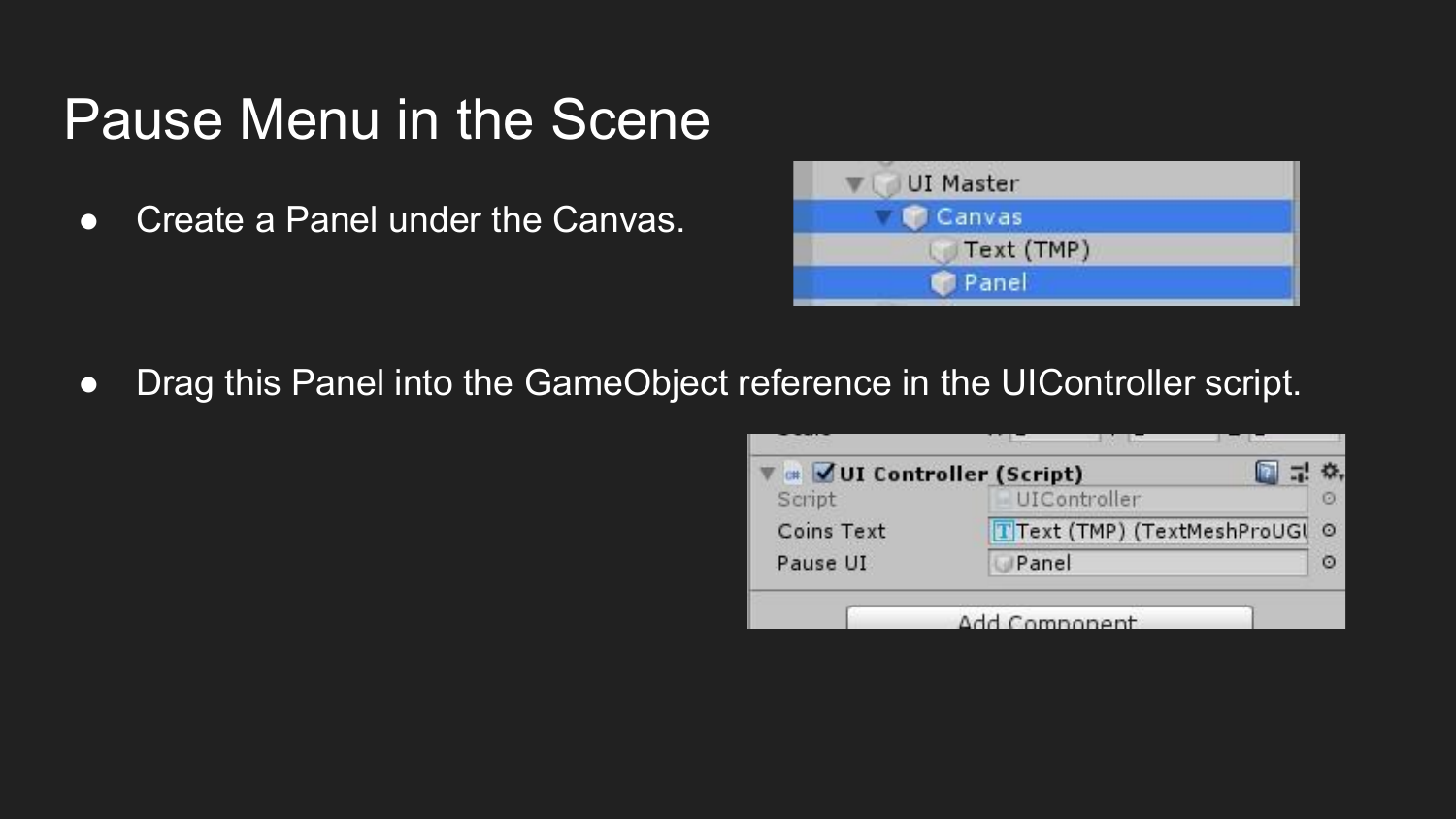# Pause Menu in the Scene

- Create a Panel under the Canvas.
- Drag this Panel into the GameObject reference in the UIController script.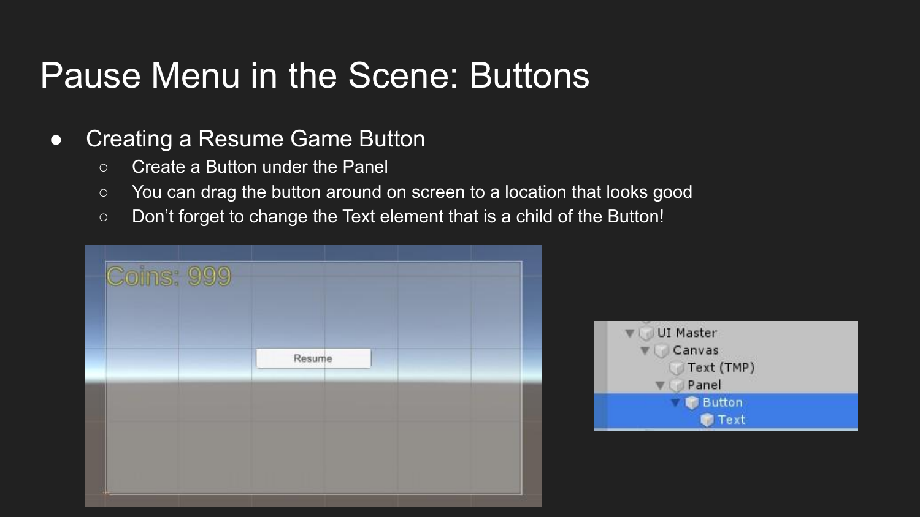# Pause Menu in the Scene: Buttons

- Creating a Resume Game Button
  - Create a Button under the Panel
  - You can drag the button around on screen to a location that looks good
  - Don't forget to change the Text element that is a child of the Button!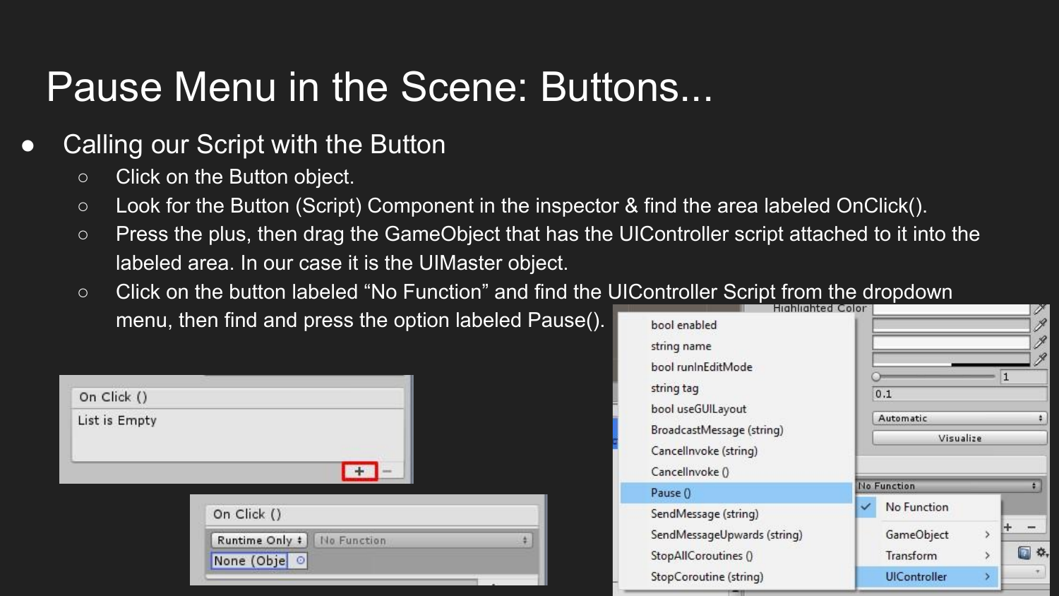# Pause Menu in the Scene: Buttons...

- Calling our Script with the Button
  - Click on the Button object.
  - Look for the Button (Script) Component in the inspector & find the area labeled OnClick().
  - Press the plus, then drag the GameObject that has the UIController script attached to it into the labeled area. In our case it is the UIMaster object.
  - Click on the button labeled "No Function" and find the UIController Script from the dropdown menu, then find and press the option labeled Pause().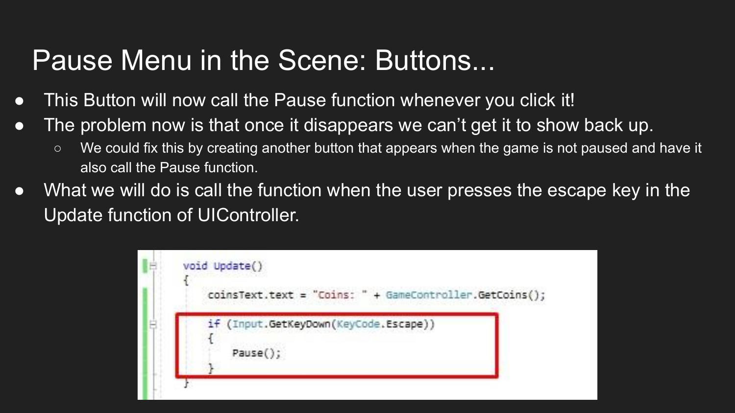# Pause Menu in the Scene: Buttons...

- This Button will now call the Pause function whenever you click it!
- The problem now is that once it disappears we can't get it to show back up.
  - We could fix this by creating another button that appears when the game is not paused and have it also call the Pause function.
- What we will do is call the function when the user presses the escape key in the Update function of UIController.

```
void Update()
{
    coinsText.text = "Coins: " + GameController.GetCoins();

    if (Input.GetKeyDown(KeyCode.Escape))
    {
        Pause();
    }
}
```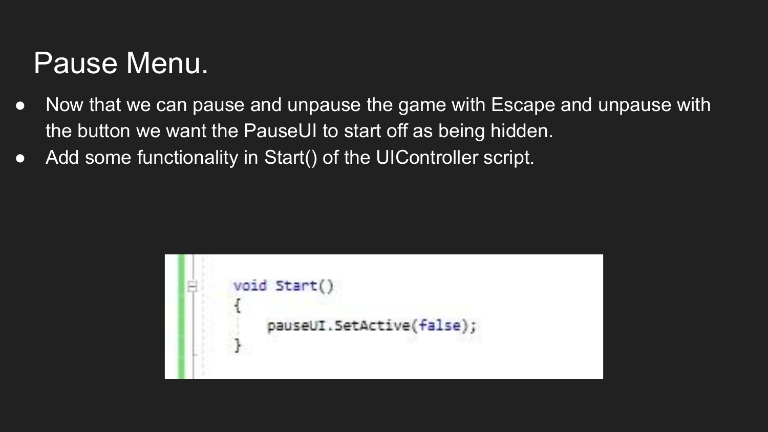# Pause Menu.

- Now that we can pause and unpause the game with Escape and unpause with the button we want the PauseUI to start off as being hidden.
- Add some functionality in Start() of the UIController script.

```
void Start()
{
    pauseUI.SetActive(false);
}
```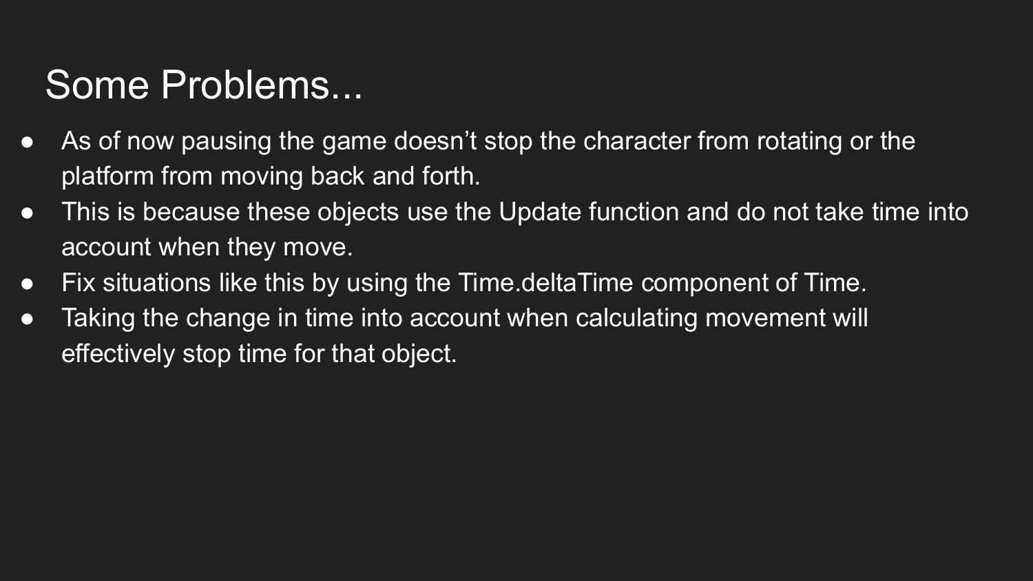# Some Problems...

- As of now pausing the game doesn't stop the character from rotating or the platform from moving back and forth.
- This is because these objects use the Update function and do not take time into account when they move.
- Fix situations like this by using the Time.deltaTime component of Time.
- Taking the change in time into account when calculating movement will effectively stop time for that object.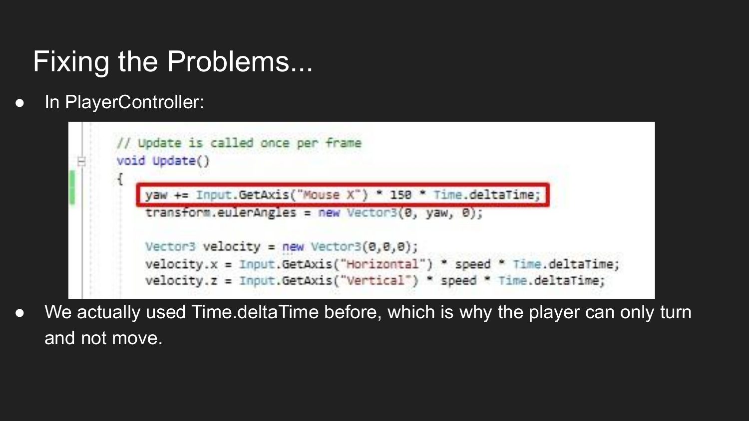# Fixing the Problems...

- In PlayerController:

```
// Update is called once per frame
void Update()
{
    yaw += Input.GetAxis("Mouse X") * 150 * Time.deltaTime;
    transform.eulerAngles = new Vector3(0, yaw, 0);

    Vector3 velocity = new Vector3(0,0,0);
    velocity.x = Input.GetAxis("Horizontal") * speed * Time.deltaTime;
    velocity.z = Input.GetAxis("Vertical") * speed * Time.deltaTime;
```

- We actually used Time.deltaTime before, which is why the player can only turn and not move.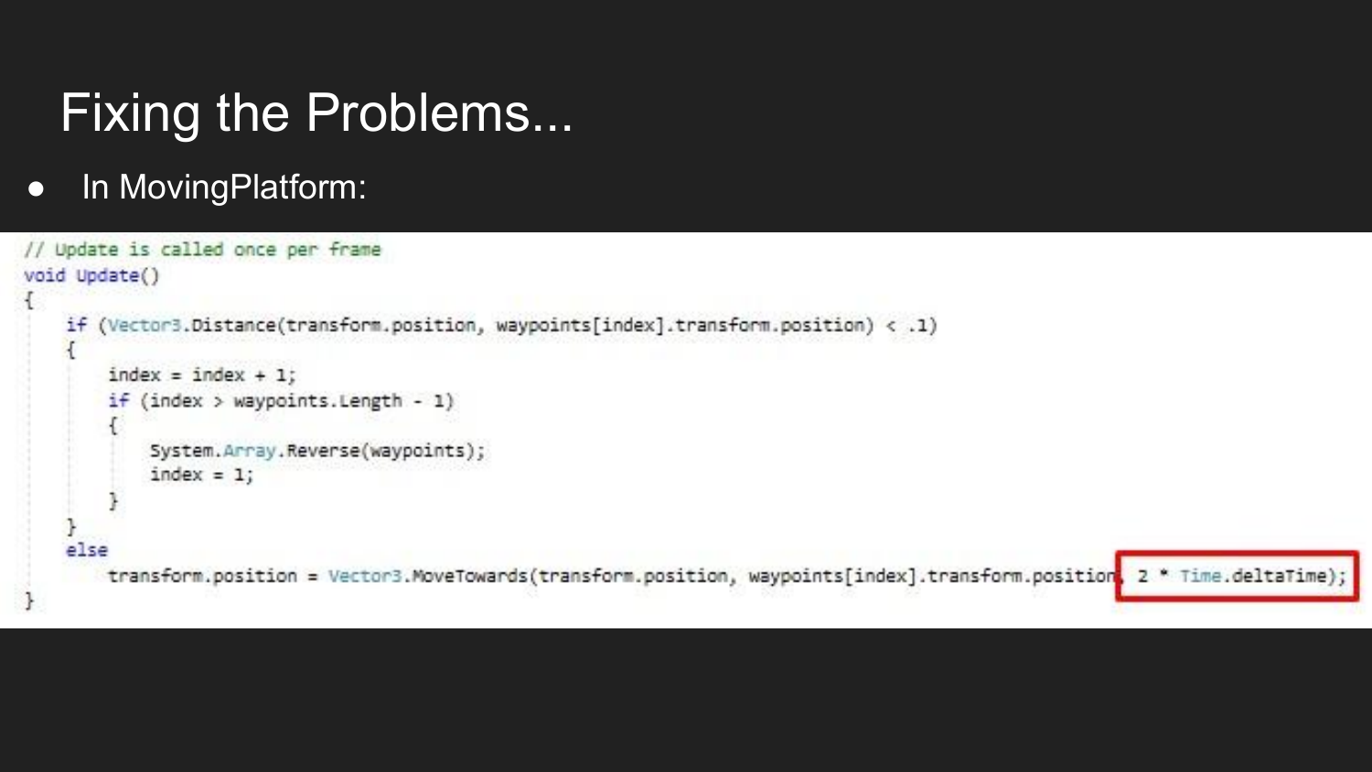# Fixing the Problems...

- In MovingPlatform:

```
// Update is called once per frame
void Update()
{
    if (Vector3.Distance(transform.position, waypoints[index].transform.position) < .1)
    {
        index = index + 1;
        if (index > waypoints.Length - 1)
        {
            System.Array.Reverse(waypoints);
            index = 1;
        }
    }
    else
        transform.position = Vector3.MoveTowards(transform.position, waypoints[index].transform.position, 2 * Time.deltaTime);
}
```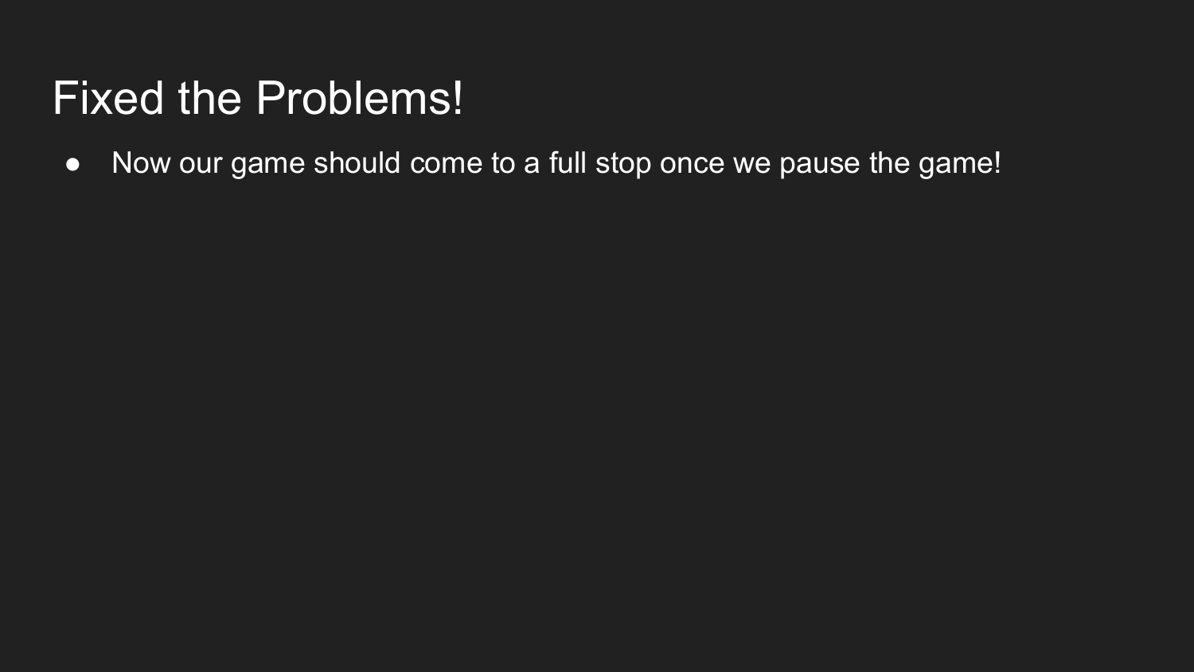# Fixed the Problems!

- Now our game should come to a full stop once we pause the game!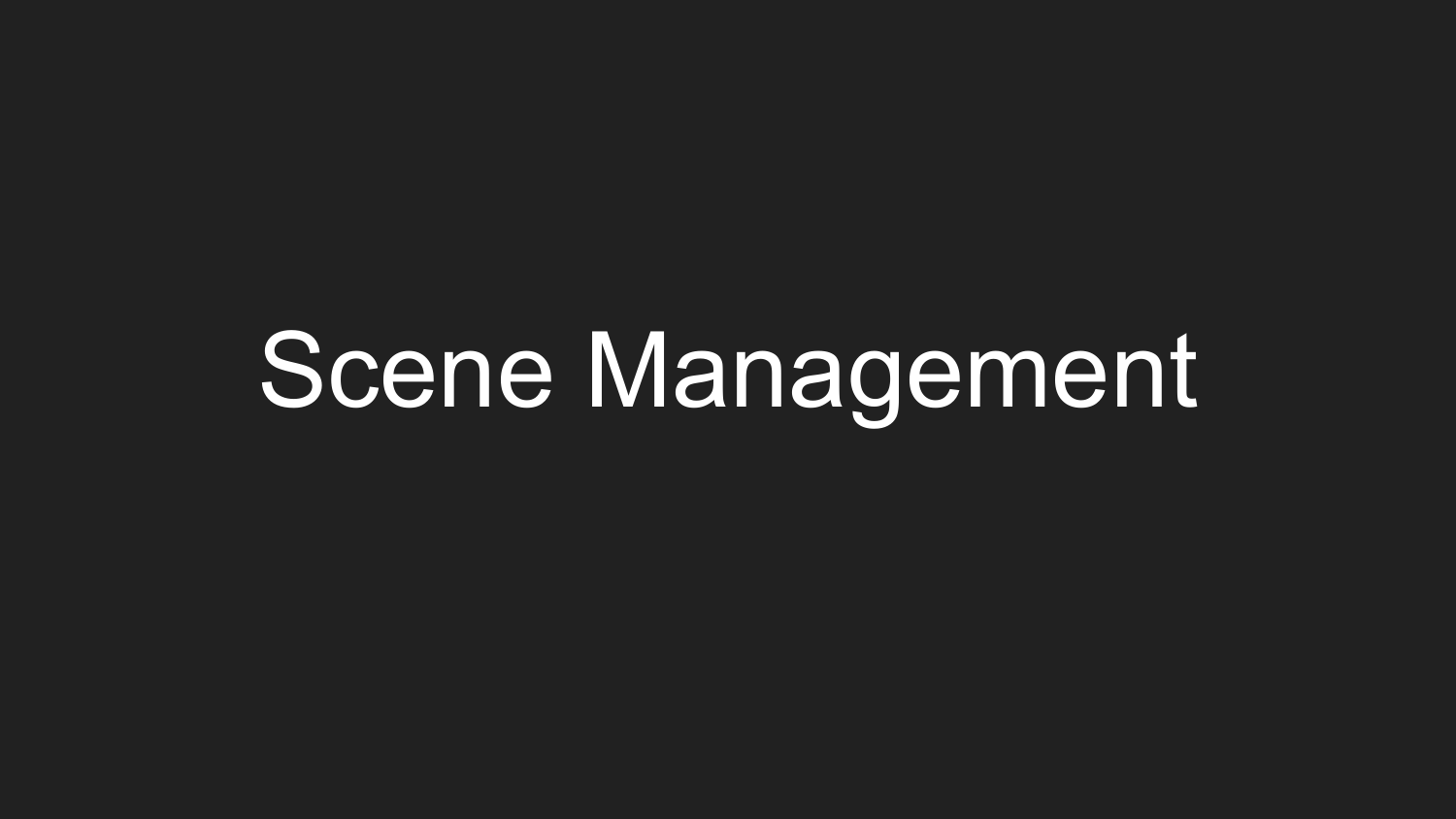# Scene Management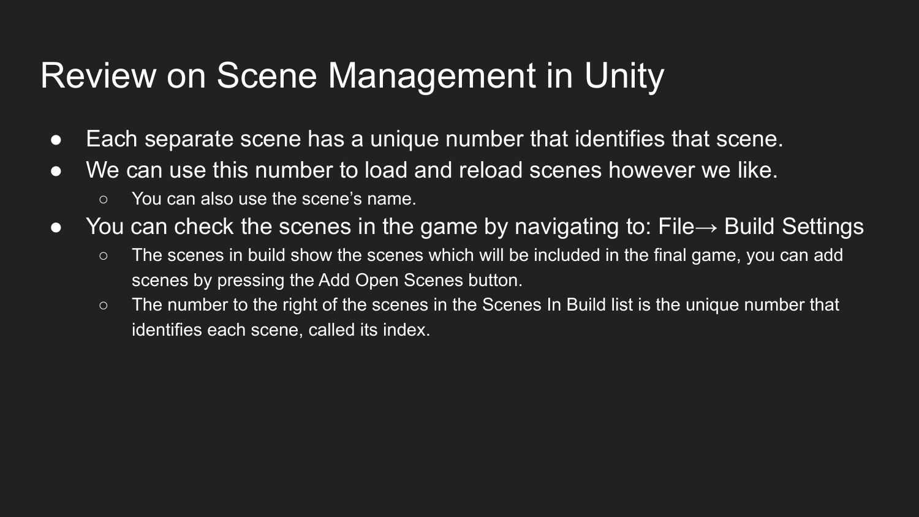# Review on Scene Management in Unity

- Each separate scene has a unique number that identifies that scene.
- We can use this number to load and reload scenes however we like.
  - You can also use the scene's name.
- You can check the scenes in the game by navigating to: File→ Build Settings
  - The scenes in build show the scenes which will be included in the final game, you can add scenes by pressing the Add Open Scenes button.
  - The number to the right of the scenes in the Scenes In Build list is the unique number that identifies each scene, called its index.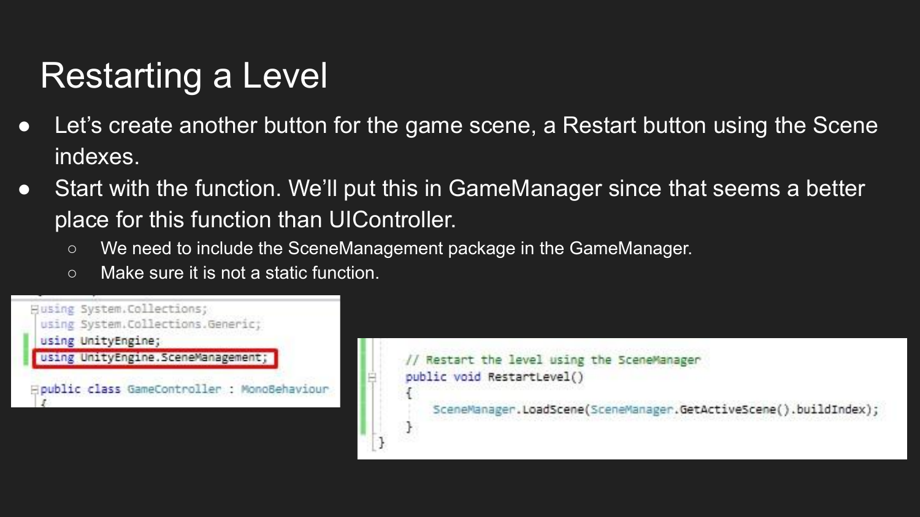# Restarting a Level

- Let's create another button for the game scene, a Restart button using the Scene indexes.
- Start with the function. We'll put this in GameManager since that seems a better place for this function than UIController.
  - We need to include the SceneManagement package in the GameManager.
  - Make sure it is not a static function.

```csharp
using System.Collections;
using System.Collections.Generic;
using UnityEngine;
using UnityEngine.SceneManagement;

public class GameController : MonoBehaviour
{
```

```csharp
    // Restart the level using the SceneManager
    public void RestartLevel()
    {
        SceneManager.LoadScene(SceneManager.GetActiveScene().buildIndex);
    }
}
```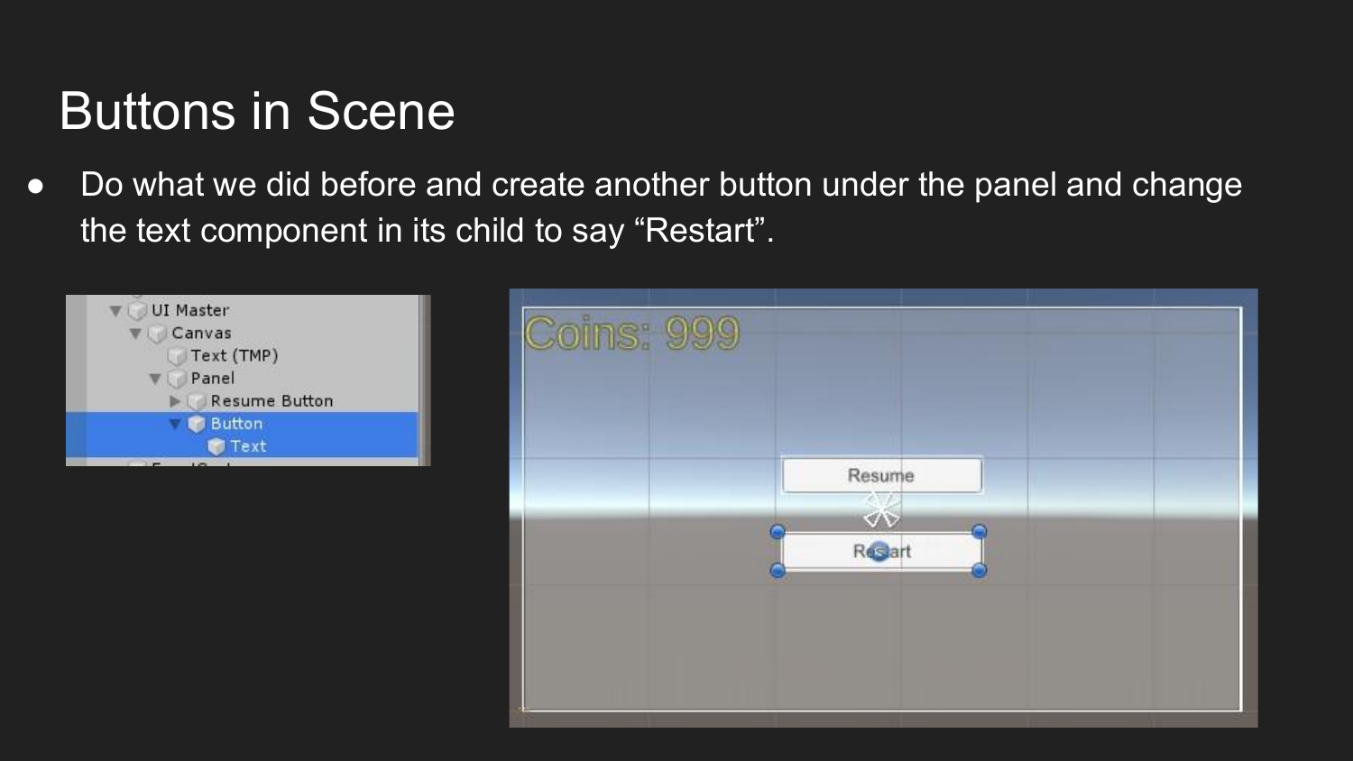# Buttons in Scene

- Do what we did before and create another button under the panel and change the text component in its child to say “Restart”.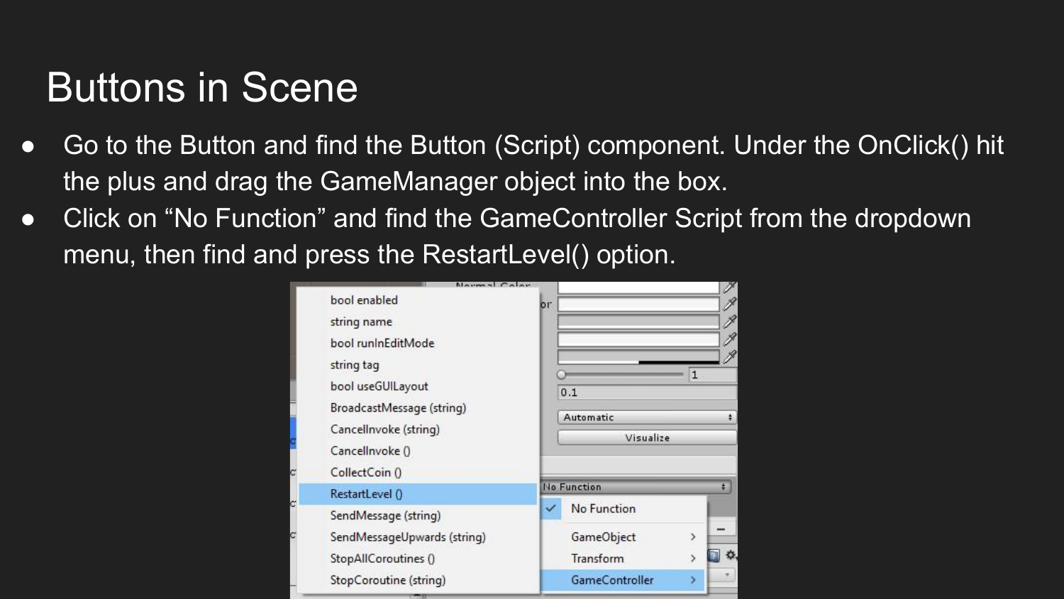# Buttons in Scene

- Go to the Button and find the Button (Script) component. Under the OnClick() hit the plus and drag the GameManager object into the box.
- Click on “No Function” and find the GameController Script from the dropdown menu, then find and press the RestartLevel() option.